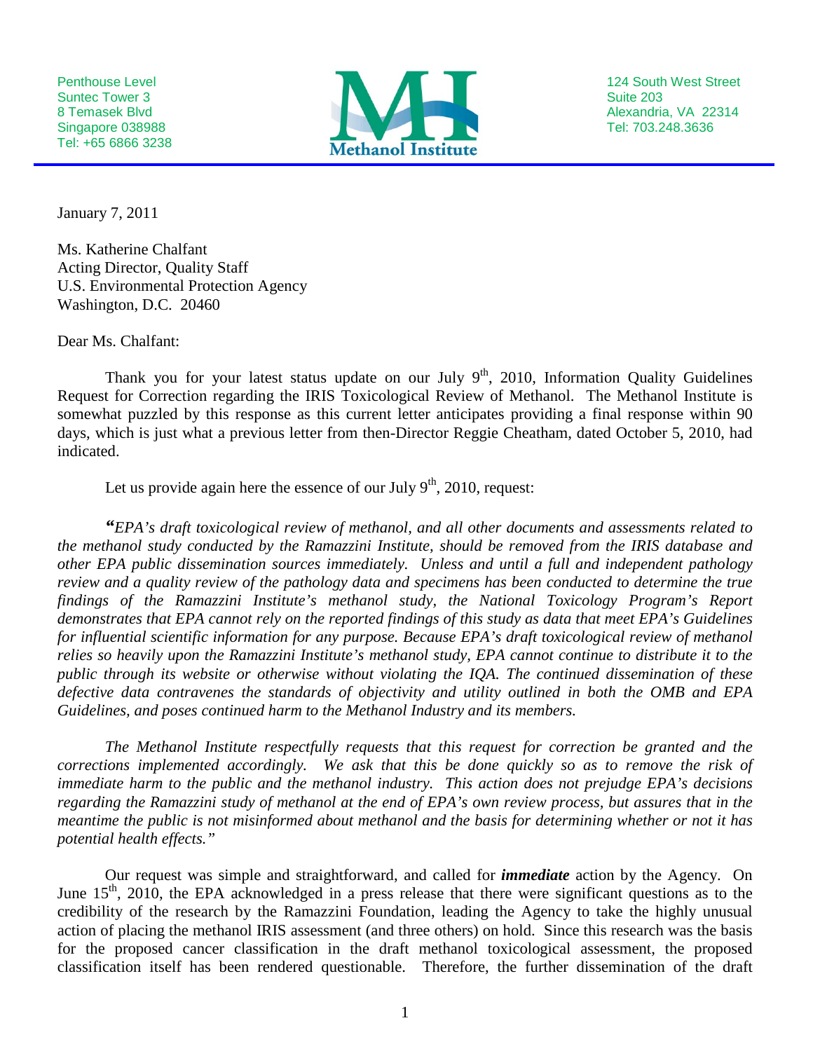Penthouse Level
Suntec Tower 3
8 Temasek Blvd
Singapore 038988
Tel: +65 6866 3238

**Methanol Institute**

124 South West Street
Suite 203
Alexandria, VA 22314
Tel: 703.248.3636

January 7, 2011

Ms. Katherine Chalfant
Acting Director, Quality Staff
U.S. Environmental Protection Agency
Washington, D.C. 20460

Dear Ms. Chalfant:

Thank you for your latest status update on our July 9th, 2010, Information Quality Guidelines Request for Correction regarding the IRIS Toxicological Review of Methanol. The Methanol Institute is somewhat puzzled by this response as this current letter anticipates providing a final response within 90 days, which is just what a previous letter from then-Director Reggie Cheatham, dated October 5, 2010, had indicated.

Let us provide again here the essence of our July 9th, 2010, request:

*"EPA's draft toxicological review of methanol, and all other documents and assessments related to the methanol study conducted by the Ramazzini Institute, should be removed from the IRIS database and other EPA public dissemination sources immediately. Unless and until a full and independent pathology review and a quality review of the pathology data and specimens has been conducted to determine the true findings of the Ramazzini Institute's methanol study, the National Toxicology Program's Report demonstrates that EPA cannot rely on the reported findings of this study as data that meet EPA's Guidelines for influential scientific information for any purpose. Because EPA's draft toxicological review of methanol relies so heavily upon the Ramazzini Institute's methanol study, EPA cannot continue to distribute it to the public through its website or otherwise without violating the IQA. The continued dissemination of these defective data contravenes the standards of objectivity and utility outlined in both the OMB and EPA Guidelines, and poses continued harm to the Methanol Industry and its members.*

*The Methanol Institute respectfully requests that this request for correction be granted and the corrections implemented accordingly. We ask that this be done quickly so as to remove the risk of immediate harm to the public and the methanol industry. This action does not prejudge EPA's decisions regarding the Ramazzini study of methanol at the end of EPA's own review process, but assures that in the meantime the public is not misinformed about methanol and the basis for determining whether or not it has potential health effects."*

Our request was simple and straightforward, and called for ***immediate*** action by the Agency. On June 15th, 2010, the EPA acknowledged in a press release that there were significant questions as to the credibility of the research by the Ramazzini Foundation, leading the Agency to take the highly unusual action of placing the methanol IRIS assessment (and three others) on hold. Since this research was the basis for the proposed cancer classification in the draft methanol toxicological assessment, the proposed classification itself has been rendered questionable. Therefore, the further dissemination of the draft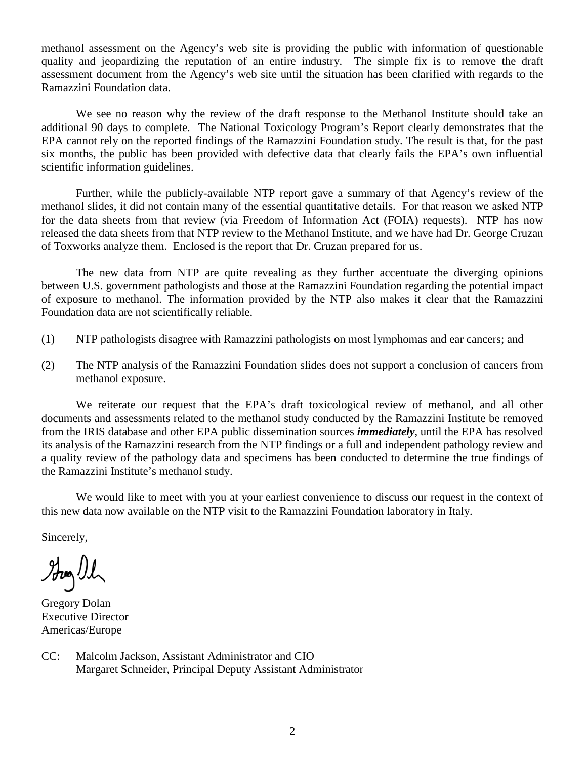methanol assessment on the Agency's web site is providing the public with information of questionable quality and jeopardizing the reputation of an entire industry. The simple fix is to remove the draft assessment document from the Agency's web site until the situation has been clarified with regards to the Ramazzini Foundation data.

We see no reason why the review of the draft response to the Methanol Institute should take an additional 90 days to complete. The National Toxicology Program's Report clearly demonstrates that the EPA cannot rely on the reported findings of the Ramazzini Foundation study. The result is that, for the past six months, the public has been provided with defective data that clearly fails the EPA's own influential scientific information guidelines.

Further, while the publicly-available NTP report gave a summary of that Agency's review of the methanol slides, it did not contain many of the essential quantitative details. For that reason we asked NTP for the data sheets from that review (via Freedom of Information Act (FOIA) requests). NTP has now released the data sheets from that NTP review to the Methanol Institute, and we have had Dr. George Cruzan of Toxworks analyze them. Enclosed is the report that Dr. Cruzan prepared for us.

The new data from NTP are quite revealing as they further accentuate the diverging opinions between U.S. government pathologists and those at the Ramazzini Foundation regarding the potential impact of exposure to methanol. The information provided by the NTP also makes it clear that the Ramazzini Foundation data are not scientifically reliable.

(1) NTP pathologists disagree with Ramazzini pathologists on most lymphomas and ear cancers; and

(2) The NTP analysis of the Ramazzini Foundation slides does not support a conclusion of cancers from methanol exposure.

We reiterate our request that the EPA's draft toxicological review of methanol, and all other documents and assessments related to the methanol study conducted by the Ramazzini Institute be removed from the IRIS database and other EPA public dissemination sources ***immediately***, until the EPA has resolved its analysis of the Ramazzini research from the NTP findings or a full and independent pathology review and a quality review of the pathology data and specimens has been conducted to determine the true findings of the Ramazzini Institute's methanol study.

We would like to meet with you at your earliest convenience to discuss our request in the context of this new data now available on the NTP visit to the Ramazzini Foundation laboratory in Italy.

Sincerely,

Gregory Dolan
Executive Director
Americas/Europe

CC: Malcolm Jackson, Assistant Administrator and CIO
Margaret Schneider, Principal Deputy Assistant Administrator